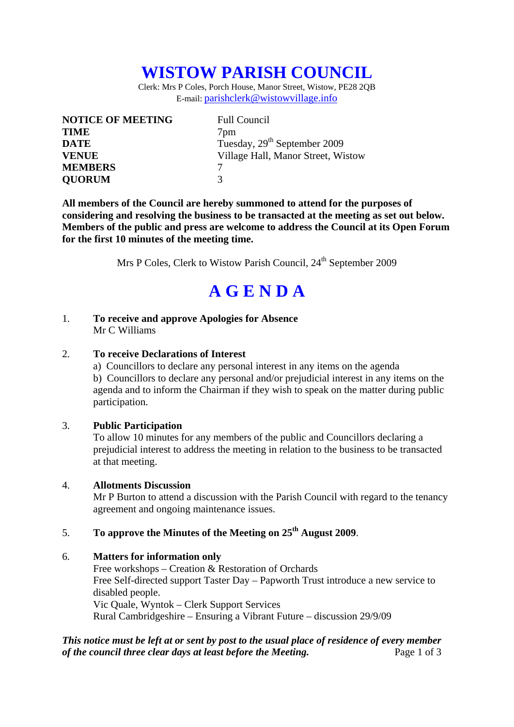# WISTOW PARISH COUNCIL

Clerk: Mrs P Coles, Porch House, Manor Street, Wistow, PE28 2QB
E-mail: parishclerk@wistowvillage.info

| | |
|---|---|
| **NOTICE OF MEETING** | Full Council |
| **TIME** | 7pm |
| **DATE** | Tuesday, 29th September 2009 |
| **VENUE** | Village Hall, Manor Street, Wistow |
| **MEMBERS** | 7 |
| **QUORUM** | 3 |

**All members of the Council are hereby summoned to attend for the purposes of considering and resolving the business to be transacted at the meeting as set out below. Members of the public and press are welcome to address the Council at its Open Forum for the first 10 minutes of the meeting time.**

Mrs P Coles, Clerk to Wistow Parish Council, 24th September 2009

# A G E N D A

1. **To receive and approve Apologies for Absence**
   Mr C Williams

2. **To receive Declarations of Interest**
   a) Councillors to declare any personal interest in any items on the agenda
   b) Councillors to declare any personal and/or prejudicial interest in any items on the agenda and to inform the Chairman if they wish to speak on the matter during public participation.

3. **Public Participation**
   To allow 10 minutes for any members of the public and Councillors declaring a prejudicial interest to address the meeting in relation to the business to be transacted at that meeting.

4. **Allotments Discussion**
   Mr P Burton to attend a discussion with the Parish Council with regard to the tenancy agreement and ongoing maintenance issues.

5. **To approve the Minutes of the Meeting on 25th August 2009**.

6. **Matters for information only**
   Free workshops – Creation & Restoration of Orchards
   Free Self-directed support Taster Day – Papworth Trust introduce a new service to disabled people.
   Vic Quale, Wyntok – Clerk Support Services
   Rural Cambridgeshire – Ensuring a Vibrant Future – discussion 29/9/09

***This notice must be left at or sent by post to the usual place of residence of every member of the council three clear days at least before the Meeting.***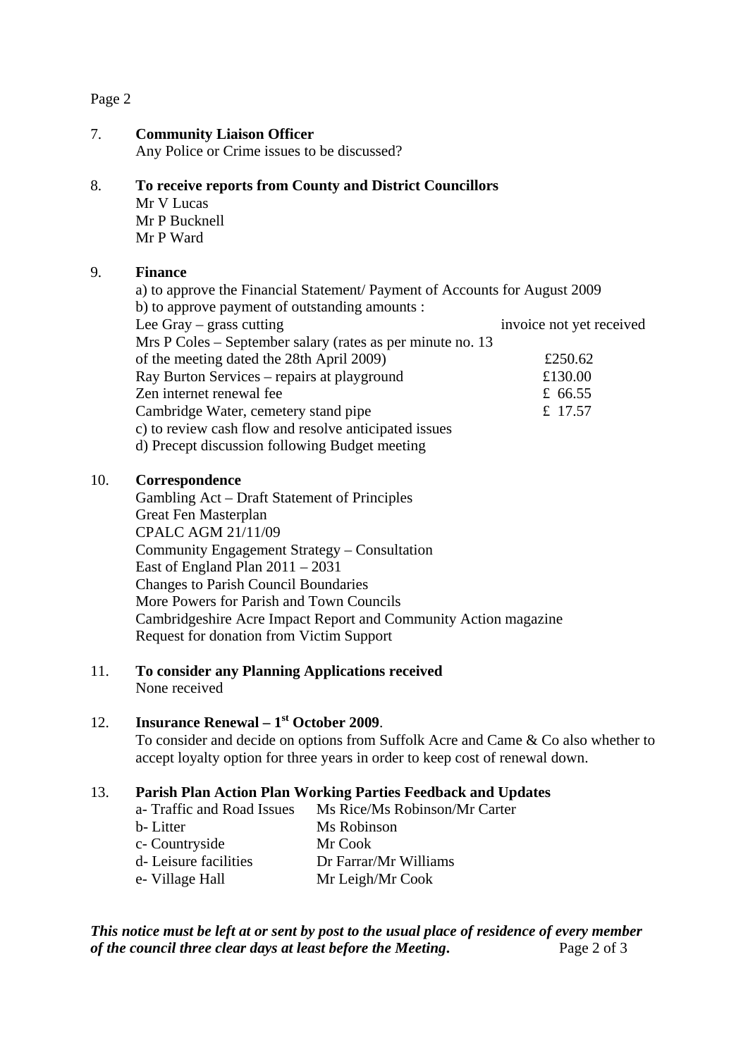Page 2

7. **Community Liaison Officer**
   Any Police or Crime issues to be discussed?

8. **To receive reports from County and District Councillors**
   Mr V Lucas
   Mr P Bucknell
   Mr P Ward

9. **Finance**
   a) to approve the Financial Statement/ Payment of Accounts for August 2009
   b) to approve payment of outstanding amounts :

| | |
|---|---|
| Lee Gray – grass cutting | invoice not yet received |
| Mrs P Coles – September salary (rates as per minute no. 13 of the meeting dated the 28th April 2009) | £250.62 |
| Ray Burton Services – repairs at playground | £130.00 |
| Zen internet renewal fee | £ 66.55 |
| Cambridge Water, cemetery stand pipe | £ 17.57 |

   c) to review cash flow and resolve anticipated issues
   d) Precept discussion following Budget meeting

10. **Correspondence**
    Gambling Act – Draft Statement of Principles
    Great Fen Masterplan
    CPALC AGM 21/11/09
    Community Engagement Strategy – Consultation
    East of England Plan 2011 – 2031
    Changes to Parish Council Boundaries
    More Powers for Parish and Town Councils
    Cambridgeshire Acre Impact Report and Community Action magazine
    Request for donation from Victim Support

11. **To consider any Planning Applications received**
    None received

12. **Insurance Renewal – 1st October 2009**.
    To consider and decide on options from Suffolk Acre and Came & Co also whether to accept loyalty option for three years in order to keep cost of renewal down.

13. **Parish Plan Action Plan Working Parties Feedback and Updates**

| | |
|---|---|
| a- Traffic and Road Issues | Ms Rice/Ms Robinson/Mr Carter |
| b- Litter | Ms Robinson |
| c- Countryside | Mr Cook |
| d- Leisure facilities | Dr Farrar/Mr Williams |
| e- Village Hall | Mr Leigh/Mr Cook |

***This notice must be left at or sent by post to the usual place of residence of every member of the council three clear days at least before the Meeting.***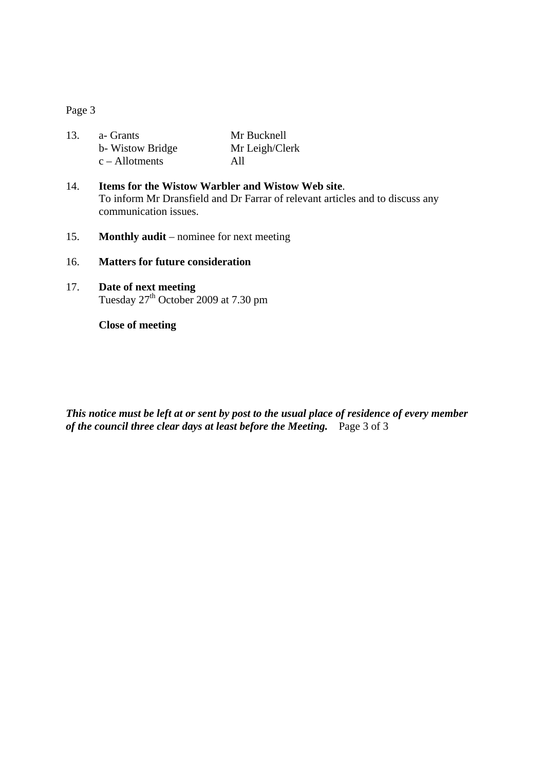13. a- Grants — Mr Bucknell
    b- Wistow Bridge — Mr Leigh/Clerk
    c – Allotments — All

14. **Items for the Wistow Warbler and Wistow Web site**.
    To inform Mr Dransfield and Dr Farrar of relevant articles and to discuss any communication issues.

15. **Monthly audit** – nominee for next meeting

16. **Matters for future consideration**

17. **Date of next meeting**
    Tuesday 27th October 2009 at 7.30 pm

    **Close of meeting**

***This notice must be left at or sent by post to the usual place of residence of every member of the council three clear days at least before the Meeting.***